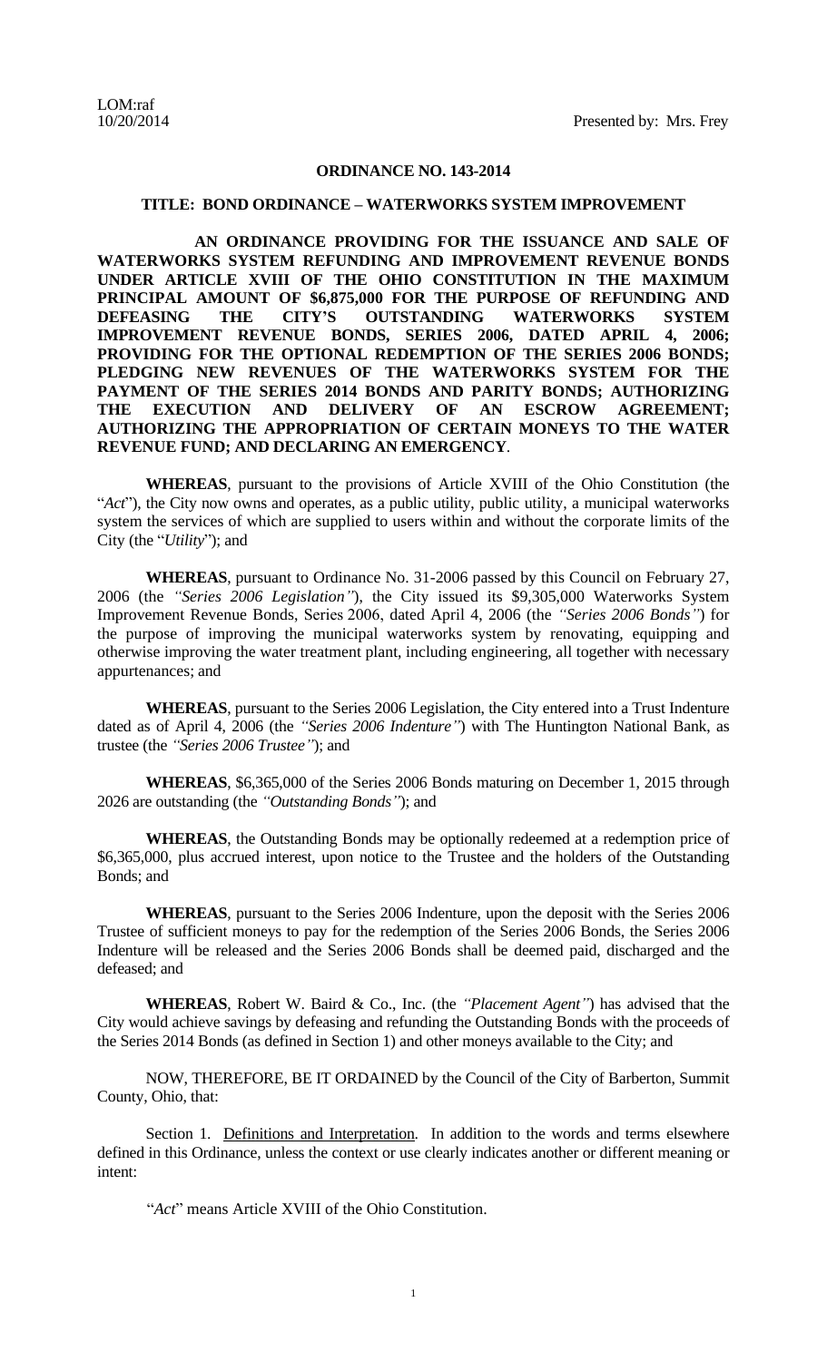LOM:raf
10/20/2014

Presented by: Mrs. Frey

## ORDINANCE NO. 143-2014

### TITLE: BOND ORDINANCE – WATERWORKS SYSTEM IMPROVEMENT

**AN ORDINANCE PROVIDING FOR THE ISSUANCE AND SALE OF WATERWORKS SYSTEM REFUNDING AND IMPROVEMENT REVENUE BONDS UNDER ARTICLE XVIII OF THE OHIO CONSTITUTION IN THE MAXIMUM PRINCIPAL AMOUNT OF $6,875,000 FOR THE PURPOSE OF REFUNDING AND DEFEASING THE CITY'S OUTSTANDING WATERWORKS SYSTEM IMPROVEMENT REVENUE BONDS, SERIES 2006, DATED APRIL 4, 2006; PROVIDING FOR THE OPTIONAL REDEMPTION OF THE SERIES 2006 BONDS; PLEDGING NEW REVENUES OF THE WATERWORKS SYSTEM FOR THE PAYMENT OF THE SERIES 2014 BONDS AND PARITY BONDS; AUTHORIZING THE EXECUTION AND DELIVERY OF AN ESCROW AGREEMENT; AUTHORIZING THE APPROPRIATION OF CERTAIN MONEYS TO THE WATER REVENUE FUND; AND DECLARING AN EMERGENCY**.

**WHEREAS**, pursuant to the provisions of Article XVIII of the Ohio Constitution (the "*Act*"), the City now owns and operates, as a public utility, public utility, a municipal waterworks system the services of which are supplied to users within and without the corporate limits of the City (the "*Utility*"); and

**WHEREAS**, pursuant to Ordinance No. 31-2006 passed by this Council on February 27, 2006 (the *"Series 2006 Legislation"*), the City issued its $9,305,000 Waterworks System Improvement Revenue Bonds, Series 2006, dated April 4, 2006 (the *"Series 2006 Bonds"*) for the purpose of improving the municipal waterworks system by renovating, equipping and otherwise improving the water treatment plant, including engineering, all together with necessary appurtenances; and

**WHEREAS**, pursuant to the Series 2006 Legislation, the City entered into a Trust Indenture dated as of April 4, 2006 (the *"Series 2006 Indenture"*) with The Huntington National Bank, as trustee (the *"Series 2006 Trustee"*); and

**WHEREAS**, $6,365,000 of the Series 2006 Bonds maturing on December 1, 2015 through 2026 are outstanding (the *"Outstanding Bonds"*); and

**WHEREAS**, the Outstanding Bonds may be optionally redeemed at a redemption price of $6,365,000, plus accrued interest, upon notice to the Trustee and the holders of the Outstanding Bonds; and

**WHEREAS**, pursuant to the Series 2006 Indenture, upon the deposit with the Series 2006 Trustee of sufficient moneys to pay for the redemption of the Series 2006 Bonds, the Series 2006 Indenture will be released and the Series 2006 Bonds shall be deemed paid, discharged and the defeased; and

**WHEREAS**, Robert W. Baird & Co., Inc. (the *"Placement Agent"*) has advised that the City would achieve savings by defeasing and refunding the Outstanding Bonds with the proceeds of the Series 2014 Bonds (as defined in Section 1) and other moneys available to the City; and

NOW, THEREFORE, BE IT ORDAINED by the Council of the City of Barberton, Summit County, Ohio, that:

Section 1. Definitions and Interpretation. In addition to the words and terms elsewhere defined in this Ordinance, unless the context or use clearly indicates another or different meaning or intent:

"*Act*" means Article XVIII of the Ohio Constitution.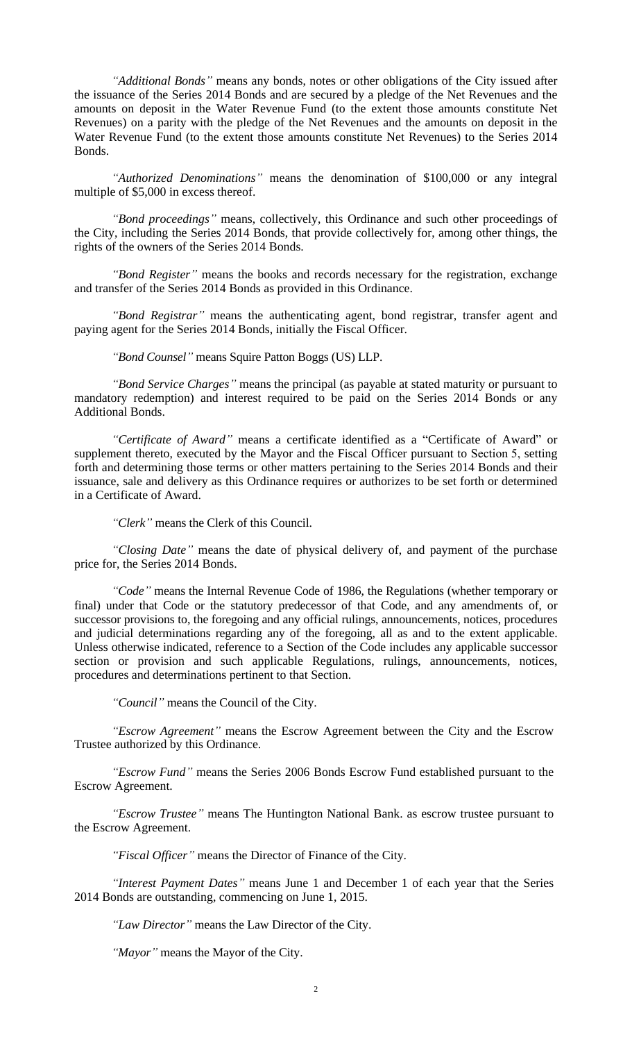*"Additional Bonds"* means any bonds, notes or other obligations of the City issued after the issuance of the Series 2014 Bonds and are secured by a pledge of the Net Revenues and the amounts on deposit in the Water Revenue Fund (to the extent those amounts constitute Net Revenues) on a parity with the pledge of the Net Revenues and the amounts on deposit in the Water Revenue Fund (to the extent those amounts constitute Net Revenues) to the Series 2014 Bonds.

*"Authorized Denominations"* means the denomination of $100,000 or any integral multiple of $5,000 in excess thereof.

*"Bond proceedings"* means, collectively, this Ordinance and such other proceedings of the City, including the Series 2014 Bonds, that provide collectively for, among other things, the rights of the owners of the Series 2014 Bonds.

*"Bond Register"* means the books and records necessary for the registration, exchange and transfer of the Series 2014 Bonds as provided in this Ordinance.

*"Bond Registrar"* means the authenticating agent, bond registrar, transfer agent and paying agent for the Series 2014 Bonds, initially the Fiscal Officer.

*"Bond Counsel"* means Squire Patton Boggs (US) LLP.

*"Bond Service Charges"* means the principal (as payable at stated maturity or pursuant to mandatory redemption) and interest required to be paid on the Series 2014 Bonds or any Additional Bonds.

*"Certificate of Award"* means a certificate identified as a "Certificate of Award" or supplement thereto, executed by the Mayor and the Fiscal Officer pursuant to Section 5, setting forth and determining those terms or other matters pertaining to the Series 2014 Bonds and their issuance, sale and delivery as this Ordinance requires or authorizes to be set forth or determined in a Certificate of Award.

*"Clerk"* means the Clerk of this Council.

*"Closing Date"* means the date of physical delivery of, and payment of the purchase price for, the Series 2014 Bonds.

*"Code"* means the Internal Revenue Code of 1986, the Regulations (whether temporary or final) under that Code or the statutory predecessor of that Code, and any amendments of, or successor provisions to, the foregoing and any official rulings, announcements, notices, procedures and judicial determinations regarding any of the foregoing, all as and to the extent applicable. Unless otherwise indicated, reference to a Section of the Code includes any applicable successor section or provision and such applicable Regulations, rulings, announcements, notices, procedures and determinations pertinent to that Section.

*"Council"* means the Council of the City.

*"Escrow Agreement"* means the Escrow Agreement between the City and the Escrow Trustee authorized by this Ordinance.

*"Escrow Fund"* means the Series 2006 Bonds Escrow Fund established pursuant to the Escrow Agreement.

*"Escrow Trustee"* means The Huntington National Bank. as escrow trustee pursuant to the Escrow Agreement.

*"Fiscal Officer"* means the Director of Finance of the City.

*"Interest Payment Dates"* means June 1 and December 1 of each year that the Series 2014 Bonds are outstanding, commencing on June 1, 2015.

*"Law Director"* means the Law Director of the City.

*"Mayor"* means the Mayor of the City.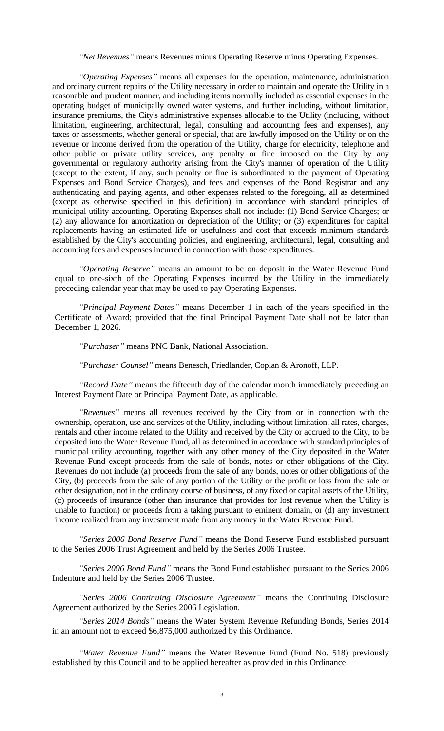*"Net Revenues"* means Revenues minus Operating Reserve minus Operating Expenses.

*"Operating Expenses"* means all expenses for the operation, maintenance, administration and ordinary current repairs of the Utility necessary in order to maintain and operate the Utility in a reasonable and prudent manner, and including items normally included as essential expenses in the operating budget of municipally owned water systems, and further including, without limitation, insurance premiums, the City's administrative expenses allocable to the Utility (including, without limitation, engineering, architectural, legal, consulting and accounting fees and expenses), any taxes or assessments, whether general or special, that are lawfully imposed on the Utility or on the revenue or income derived from the operation of the Utility, charge for electricity, telephone and other public or private utility services, any penalty or fine imposed on the City by any governmental or regulatory authority arising from the City's manner of operation of the Utility (except to the extent, if any, such penalty or fine is subordinated to the payment of Operating Expenses and Bond Service Charges), and fees and expenses of the Bond Registrar and any authenticating and paying agents, and other expenses related to the foregoing, all as determined (except as otherwise specified in this definition) in accordance with standard principles of municipal utility accounting. Operating Expenses shall not include: (1) Bond Service Charges; or (2) any allowance for amortization or depreciation of the Utility; or (3) expenditures for capital replacements having an estimated life or usefulness and cost that exceeds minimum standards established by the City's accounting policies, and engineering, architectural, legal, consulting and accounting fees and expenses incurred in connection with those expenditures.

*"Operating Reserve"* means an amount to be on deposit in the Water Revenue Fund equal to one-sixth of the Operating Expenses incurred by the Utility in the immediately preceding calendar year that may be used to pay Operating Expenses.

*"Principal Payment Dates"* means December 1 in each of the years specified in the Certificate of Award; provided that the final Principal Payment Date shall not be later than December 1, 2026.

*"Purchaser"* means PNC Bank, National Association.

*"Purchaser Counsel"* means Benesch, Friedlander, Coplan & Aronoff, LLP.

*"Record Date"* means the fifteenth day of the calendar month immediately preceding an Interest Payment Date or Principal Payment Date, as applicable.

*"Revenues"* means all revenues received by the City from or in connection with the ownership, operation, use and services of the Utility, including without limitation, all rates, charges, rentals and other income related to the Utility and received by the City or accrued to the City, to be deposited into the Water Revenue Fund, all as determined in accordance with standard principles of municipal utility accounting, together with any other money of the City deposited in the Water Revenue Fund except proceeds from the sale of bonds, notes or other obligations of the City. Revenues do not include (a) proceeds from the sale of any bonds, notes or other obligations of the City, (b) proceeds from the sale of any portion of the Utility or the profit or loss from the sale or other designation, not in the ordinary course of business, of any fixed or capital assets of the Utility, (c) proceeds of insurance (other than insurance that provides for lost revenue when the Utility is unable to function) or proceeds from a taking pursuant to eminent domain, or (d) any investment income realized from any investment made from any money in the Water Revenue Fund.

*"Series 2006 Bond Reserve Fund"* means the Bond Reserve Fund established pursuant to the Series 2006 Trust Agreement and held by the Series 2006 Trustee.

*"Series 2006 Bond Fund"* means the Bond Fund established pursuant to the Series 2006 Indenture and held by the Series 2006 Trustee.

*"Series 2006 Continuing Disclosure Agreement"* means the Continuing Disclosure Agreement authorized by the Series 2006 Legislation.

*"Series 2014 Bonds"* means the Water System Revenue Refunding Bonds, Series 2014 in an amount not to exceed $6,875,000 authorized by this Ordinance.

*"Water Revenue Fund"* means the Water Revenue Fund (Fund No. 518) previously established by this Council and to be applied hereafter as provided in this Ordinance.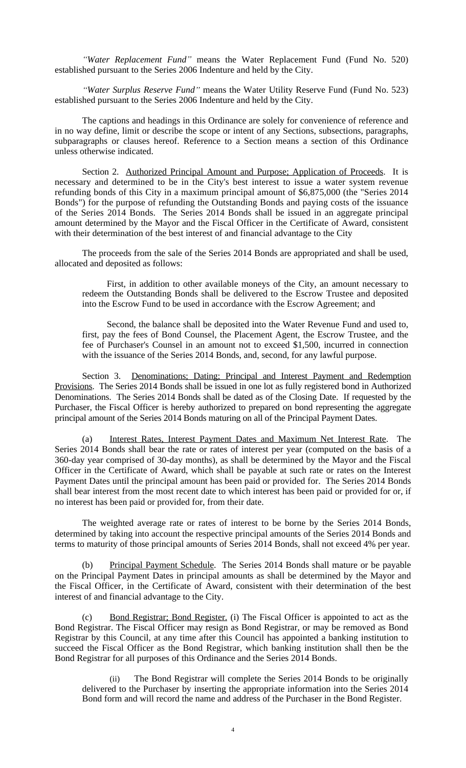*"Water Replacement Fund"* means the Water Replacement Fund (Fund No. 520) established pursuant to the Series 2006 Indenture and held by the City.

*"Water Surplus Reserve Fund"* means the Water Utility Reserve Fund (Fund No. 523) established pursuant to the Series 2006 Indenture and held by the City.

The captions and headings in this Ordinance are solely for convenience of reference and in no way define, limit or describe the scope or intent of any Sections, subsections, paragraphs, subparagraphs or clauses hereof. Reference to a Section means a section of this Ordinance unless otherwise indicated.

Section 2. Authorized Principal Amount and Purpose; Application of Proceeds. It is necessary and determined to be in the City's best interest to issue a water system revenue refunding bonds of this City in a maximum principal amount of $6,875,000 (the "Series 2014 Bonds") for the purpose of refunding the Outstanding Bonds and paying costs of the issuance of the Series 2014 Bonds. The Series 2014 Bonds shall be issued in an aggregate principal amount determined by the Mayor and the Fiscal Officer in the Certificate of Award, consistent with their determination of the best interest of and financial advantage to the City

The proceeds from the sale of the Series 2014 Bonds are appropriated and shall be used, allocated and deposited as follows:

> First, in addition to other available moneys of the City, an amount necessary to redeem the Outstanding Bonds shall be delivered to the Escrow Trustee and deposited into the Escrow Fund to be used in accordance with the Escrow Agreement; and
>
> Second, the balance shall be deposited into the Water Revenue Fund and used to, first, pay the fees of Bond Counsel, the Placement Agent, the Escrow Trustee, and the fee of Purchaser's Counsel in an amount not to exceed $1,500, incurred in connection with the issuance of the Series 2014 Bonds, and, second, for any lawful purpose.

Section 3. Denominations; Dating; Principal and Interest Payment and Redemption Provisions. The Series 2014 Bonds shall be issued in one lot as fully registered bond in Authorized Denominations. The Series 2014 Bonds shall be dated as of the Closing Date. If requested by the Purchaser, the Fiscal Officer is hereby authorized to prepared on bond representing the aggregate principal amount of the Series 2014 Bonds maturing on all of the Principal Payment Dates.

(a) Interest Rates, Interest Payment Dates and Maximum Net Interest Rate. The Series 2014 Bonds shall bear the rate or rates of interest per year (computed on the basis of a 360-day year comprised of 30-day months), as shall be determined by the Mayor and the Fiscal Officer in the Certificate of Award, which shall be payable at such rate or rates on the Interest Payment Dates until the principal amount has been paid or provided for. The Series 2014 Bonds shall bear interest from the most recent date to which interest has been paid or provided for or, if no interest has been paid or provided for, from their date.

The weighted average rate or rates of interest to be borne by the Series 2014 Bonds, determined by taking into account the respective principal amounts of the Series 2014 Bonds and terms to maturity of those principal amounts of Series 2014 Bonds, shall not exceed 4% per year.

(b) Principal Payment Schedule. The Series 2014 Bonds shall mature or be payable on the Principal Payment Dates in principal amounts as shall be determined by the Mayor and the Fiscal Officer, in the Certificate of Award, consistent with their determination of the best interest of and financial advantage to the City.

(c) Bond Registrar; Bond Register. (i) The Fiscal Officer is appointed to act as the Bond Registrar. The Fiscal Officer may resign as Bond Registrar, or may be removed as Bond Registrar by this Council, at any time after this Council has appointed a banking institution to succeed the Fiscal Officer as the Bond Registrar, which banking institution shall then be the Bond Registrar for all purposes of this Ordinance and the Series 2014 Bonds.

> (ii) The Bond Registrar will complete the Series 2014 Bonds to be originally delivered to the Purchaser by inserting the appropriate information into the Series 2014 Bond form and will record the name and address of the Purchaser in the Bond Register.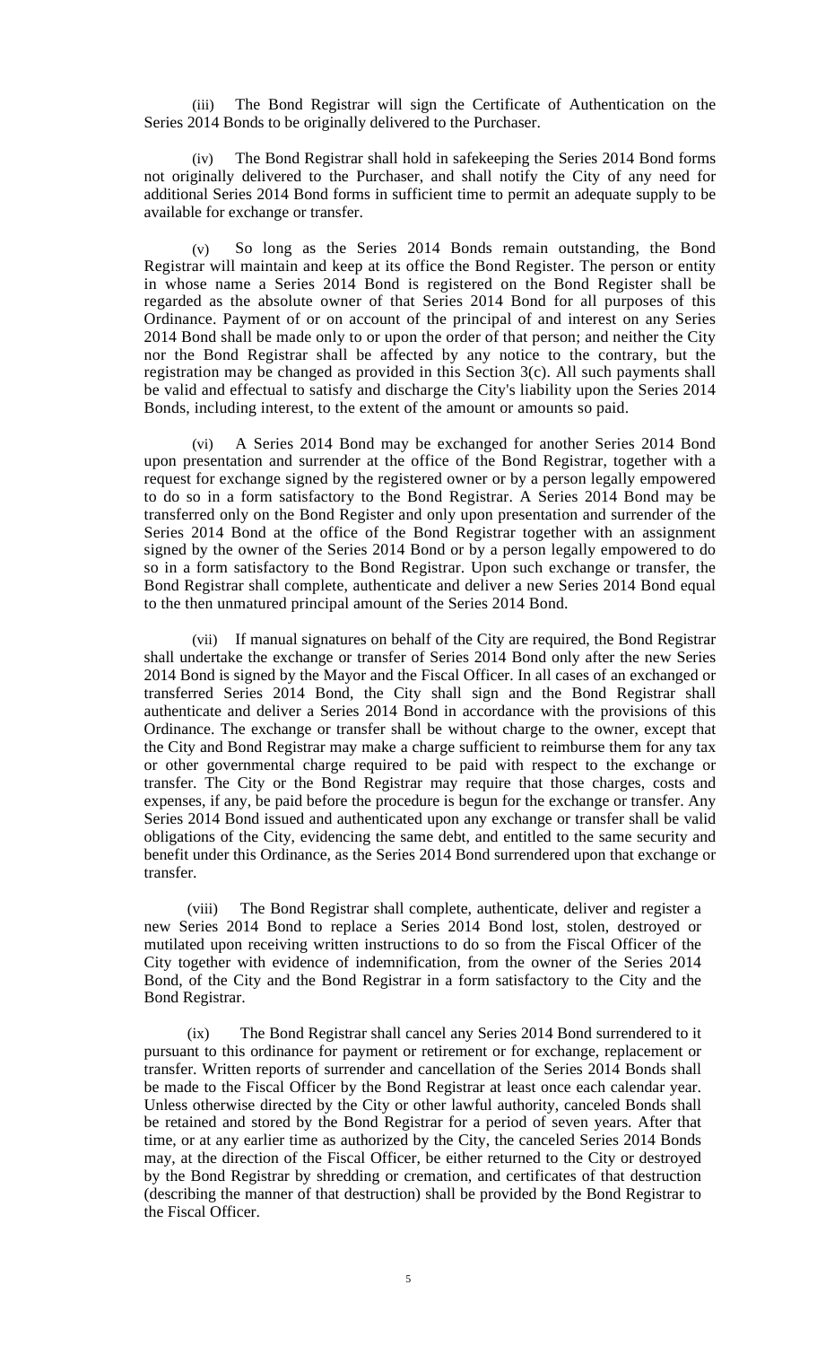(iii) The Bond Registrar will sign the Certificate of Authentication on the Series 2014 Bonds to be originally delivered to the Purchaser.

(iv) The Bond Registrar shall hold in safekeeping the Series 2014 Bond forms not originally delivered to the Purchaser, and shall notify the City of any need for additional Series 2014 Bond forms in sufficient time to permit an adequate supply to be available for exchange or transfer.

(v) So long as the Series 2014 Bonds remain outstanding, the Bond Registrar will maintain and keep at its office the Bond Register. The person or entity in whose name a Series 2014 Bond is registered on the Bond Register shall be regarded as the absolute owner of that Series 2014 Bond for all purposes of this Ordinance. Payment of or on account of the principal of and interest on any Series 2014 Bond shall be made only to or upon the order of that person; and neither the City nor the Bond Registrar shall be affected by any notice to the contrary, but the registration may be changed as provided in this Section 3(c). All such payments shall be valid and effectual to satisfy and discharge the City's liability upon the Series 2014 Bonds, including interest, to the extent of the amount or amounts so paid.

(vi) A Series 2014 Bond may be exchanged for another Series 2014 Bond upon presentation and surrender at the office of the Bond Registrar, together with a request for exchange signed by the registered owner or by a person legally empowered to do so in a form satisfactory to the Bond Registrar. A Series 2014 Bond may be transferred only on the Bond Register and only upon presentation and surrender of the Series 2014 Bond at the office of the Bond Registrar together with an assignment signed by the owner of the Series 2014 Bond or by a person legally empowered to do so in a form satisfactory to the Bond Registrar. Upon such exchange or transfer, the Bond Registrar shall complete, authenticate and deliver a new Series 2014 Bond equal to the then unmatured principal amount of the Series 2014 Bond.

(vii) If manual signatures on behalf of the City are required, the Bond Registrar shall undertake the exchange or transfer of Series 2014 Bond only after the new Series 2014 Bond is signed by the Mayor and the Fiscal Officer. In all cases of an exchanged or transferred Series 2014 Bond, the City shall sign and the Bond Registrar shall authenticate and deliver a Series 2014 Bond in accordance with the provisions of this Ordinance. The exchange or transfer shall be without charge to the owner, except that the City and Bond Registrar may make a charge sufficient to reimburse them for any tax or other governmental charge required to be paid with respect to the exchange or transfer. The City or the Bond Registrar may require that those charges, costs and expenses, if any, be paid before the procedure is begun for the exchange or transfer. Any Series 2014 Bond issued and authenticated upon any exchange or transfer shall be valid obligations of the City, evidencing the same debt, and entitled to the same security and benefit under this Ordinance, as the Series 2014 Bond surrendered upon that exchange or transfer.

(viii) The Bond Registrar shall complete, authenticate, deliver and register a new Series 2014 Bond to replace a Series 2014 Bond lost, stolen, destroyed or mutilated upon receiving written instructions to do so from the Fiscal Officer of the City together with evidence of indemnification, from the owner of the Series 2014 Bond, of the City and the Bond Registrar in a form satisfactory to the City and the Bond Registrar.

(ix) The Bond Registrar shall cancel any Series 2014 Bond surrendered to it pursuant to this ordinance for payment or retirement or for exchange, replacement or transfer. Written reports of surrender and cancellation of the Series 2014 Bonds shall be made to the Fiscal Officer by the Bond Registrar at least once each calendar year. Unless otherwise directed by the City or other lawful authority, canceled Bonds shall be retained and stored by the Bond Registrar for a period of seven years. After that time, or at any earlier time as authorized by the City, the canceled Series 2014 Bonds may, at the direction of the Fiscal Officer, be either returned to the City or destroyed by the Bond Registrar by shredding or cremation, and certificates of that destruction (describing the manner of that destruction) shall be provided by the Bond Registrar to the Fiscal Officer.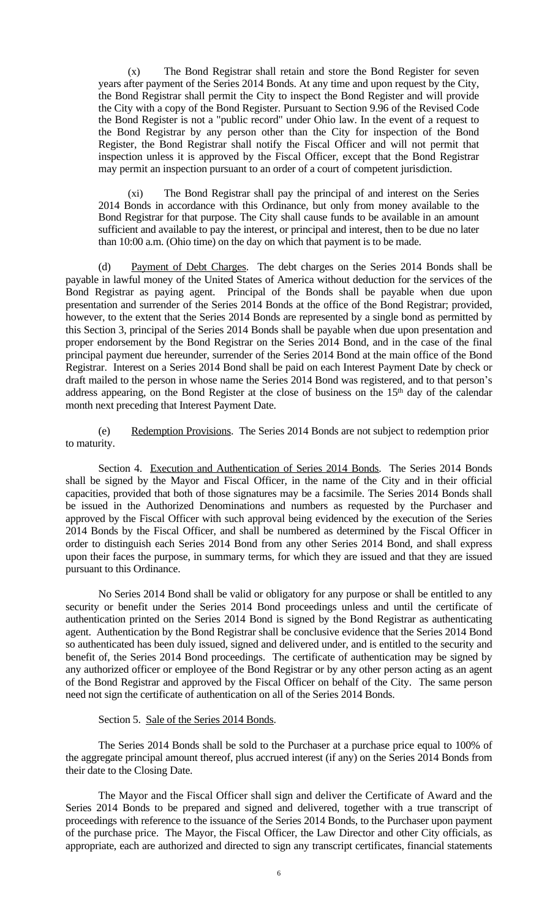(x) The Bond Registrar shall retain and store the Bond Register for seven years after payment of the Series 2014 Bonds. At any time and upon request by the City, the Bond Registrar shall permit the City to inspect the Bond Register and will provide the City with a copy of the Bond Register. Pursuant to Section 9.96 of the Revised Code the Bond Register is not a "public record" under Ohio law. In the event of a request to the Bond Registrar by any person other than the City for inspection of the Bond Register, the Bond Registrar shall notify the Fiscal Officer and will not permit that inspection unless it is approved by the Fiscal Officer, except that the Bond Registrar may permit an inspection pursuant to an order of a court of competent jurisdiction.

(xi) The Bond Registrar shall pay the principal of and interest on the Series 2014 Bonds in accordance with this Ordinance, but only from money available to the Bond Registrar for that purpose. The City shall cause funds to be available in an amount sufficient and available to pay the interest, or principal and interest, then to be due no later than 10:00 a.m. (Ohio time) on the day on which that payment is to be made.

(d) Payment of Debt Charges. The debt charges on the Series 2014 Bonds shall be payable in lawful money of the United States of America without deduction for the services of the Bond Registrar as paying agent. Principal of the Bonds shall be payable when due upon presentation and surrender of the Series 2014 Bonds at the office of the Bond Registrar; provided, however, to the extent that the Series 2014 Bonds are represented by a single bond as permitted by this Section 3, principal of the Series 2014 Bonds shall be payable when due upon presentation and proper endorsement by the Bond Registrar on the Series 2014 Bond, and in the case of the final principal payment due hereunder, surrender of the Series 2014 Bond at the main office of the Bond Registrar. Interest on a Series 2014 Bond shall be paid on each Interest Payment Date by check or draft mailed to the person in whose name the Series 2014 Bond was registered, and to that person's address appearing, on the Bond Register at the close of business on the 15th day of the calendar month next preceding that Interest Payment Date.

(e) Redemption Provisions. The Series 2014 Bonds are not subject to redemption prior to maturity.

Section 4. Execution and Authentication of Series 2014 Bonds. The Series 2014 Bonds shall be signed by the Mayor and Fiscal Officer, in the name of the City and in their official capacities, provided that both of those signatures may be a facsimile. The Series 2014 Bonds shall be issued in the Authorized Denominations and numbers as requested by the Purchaser and approved by the Fiscal Officer with such approval being evidenced by the execution of the Series 2014 Bonds by the Fiscal Officer, and shall be numbered as determined by the Fiscal Officer in order to distinguish each Series 2014 Bond from any other Series 2014 Bond, and shall express upon their faces the purpose, in summary terms, for which they are issued and that they are issued pursuant to this Ordinance.

No Series 2014 Bond shall be valid or obligatory for any purpose or shall be entitled to any security or benefit under the Series 2014 Bond proceedings unless and until the certificate of authentication printed on the Series 2014 Bond is signed by the Bond Registrar as authenticating agent. Authentication by the Bond Registrar shall be conclusive evidence that the Series 2014 Bond so authenticated has been duly issued, signed and delivered under, and is entitled to the security and benefit of, the Series 2014 Bond proceedings. The certificate of authentication may be signed by any authorized officer or employee of the Bond Registrar or by any other person acting as an agent of the Bond Registrar and approved by the Fiscal Officer on behalf of the City. The same person need not sign the certificate of authentication on all of the Series 2014 Bonds.

Section 5. Sale of the Series 2014 Bonds.

The Series 2014 Bonds shall be sold to the Purchaser at a purchase price equal to 100% of the aggregate principal amount thereof, plus accrued interest (if any) on the Series 2014 Bonds from their date to the Closing Date.

The Mayor and the Fiscal Officer shall sign and deliver the Certificate of Award and the Series 2014 Bonds to be prepared and signed and delivered, together with a true transcript of proceedings with reference to the issuance of the Series 2014 Bonds, to the Purchaser upon payment of the purchase price. The Mayor, the Fiscal Officer, the Law Director and other City officials, as appropriate, each are authorized and directed to sign any transcript certificates, financial statements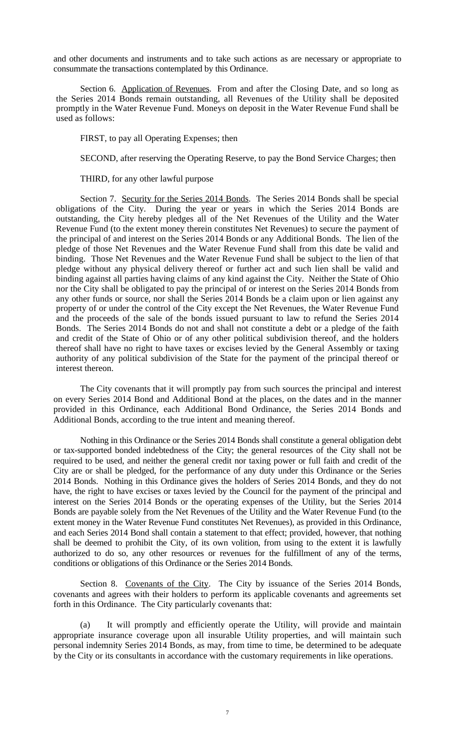and other documents and instruments and to take such actions as are necessary or appropriate to consummate the transactions contemplated by this Ordinance.

Section 6. Application of Revenues. From and after the Closing Date, and so long as the Series 2014 Bonds remain outstanding, all Revenues of the Utility shall be deposited promptly in the Water Revenue Fund. Moneys on deposit in the Water Revenue Fund shall be used as follows:

FIRST, to pay all Operating Expenses; then

SECOND, after reserving the Operating Reserve, to pay the Bond Service Charges; then

THIRD, for any other lawful purpose

Section 7. Security for the Series 2014 Bonds. The Series 2014 Bonds shall be special obligations of the City. During the year or years in which the Series 2014 Bonds are outstanding, the City hereby pledges all of the Net Revenues of the Utility and the Water Revenue Fund (to the extent money therein constitutes Net Revenues) to secure the payment of the principal of and interest on the Series 2014 Bonds or any Additional Bonds. The lien of the pledge of those Net Revenues and the Water Revenue Fund shall from this date be valid and binding. Those Net Revenues and the Water Revenue Fund shall be subject to the lien of that pledge without any physical delivery thereof or further act and such lien shall be valid and binding against all parties having claims of any kind against the City. Neither the State of Ohio nor the City shall be obligated to pay the principal of or interest on the Series 2014 Bonds from any other funds or source, nor shall the Series 2014 Bonds be a claim upon or lien against any property of or under the control of the City except the Net Revenues, the Water Revenue Fund and the proceeds of the sale of the bonds issued pursuant to law to refund the Series 2014 Bonds. The Series 2014 Bonds do not and shall not constitute a debt or a pledge of the faith and credit of the State of Ohio or of any other political subdivision thereof, and the holders thereof shall have no right to have taxes or excises levied by the General Assembly or taxing authority of any political subdivision of the State for the payment of the principal thereof or interest thereon.

The City covenants that it will promptly pay from such sources the principal and interest on every Series 2014 Bond and Additional Bond at the places, on the dates and in the manner provided in this Ordinance, each Additional Bond Ordinance, the Series 2014 Bonds and Additional Bonds, according to the true intent and meaning thereof.

Nothing in this Ordinance or the Series 2014 Bonds shall constitute a general obligation debt or tax-supported bonded indebtedness of the City; the general resources of the City shall not be required to be used, and neither the general credit nor taxing power or full faith and credit of the City are or shall be pledged, for the performance of any duty under this Ordinance or the Series 2014 Bonds. Nothing in this Ordinance gives the holders of Series 2014 Bonds, and they do not have, the right to have excises or taxes levied by the Council for the payment of the principal and interest on the Series 2014 Bonds or the operating expenses of the Utility, but the Series 2014 Bonds are payable solely from the Net Revenues of the Utility and the Water Revenue Fund (to the extent money in the Water Revenue Fund constitutes Net Revenues), as provided in this Ordinance, and each Series 2014 Bond shall contain a statement to that effect; provided, however, that nothing shall be deemed to prohibit the City, of its own volition, from using to the extent it is lawfully authorized to do so, any other resources or revenues for the fulfillment of any of the terms, conditions or obligations of this Ordinance or the Series 2014 Bonds.

Section 8. Covenants of the City. The City by issuance of the Series 2014 Bonds, covenants and agrees with their holders to perform its applicable covenants and agreements set forth in this Ordinance. The City particularly covenants that:

(a) It will promptly and efficiently operate the Utility, will provide and maintain appropriate insurance coverage upon all insurable Utility properties, and will maintain such personal indemnity Series 2014 Bonds, as may, from time to time, be determined to be adequate by the City or its consultants in accordance with the customary requirements in like operations.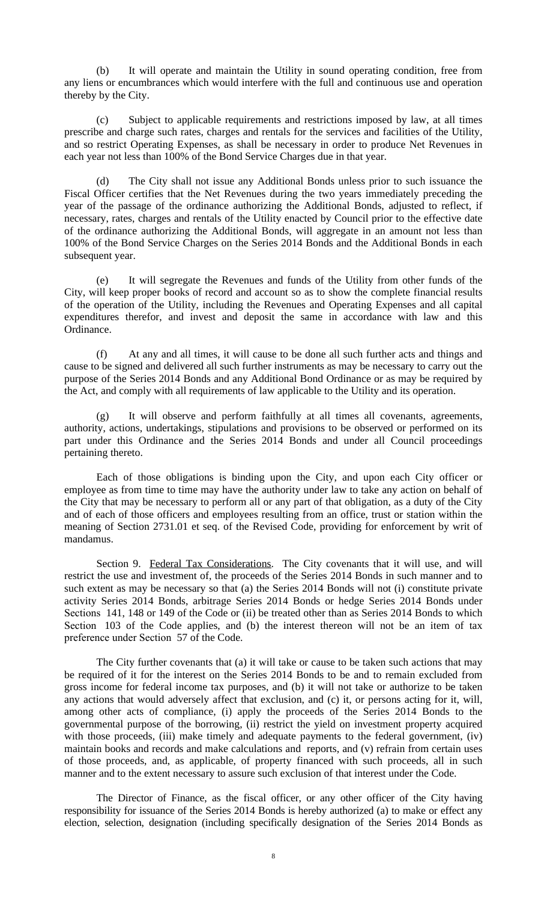(b) It will operate and maintain the Utility in sound operating condition, free from any liens or encumbrances which would interfere with the full and continuous use and operation thereby by the City.

(c) Subject to applicable requirements and restrictions imposed by law, at all times prescribe and charge such rates, charges and rentals for the services and facilities of the Utility, and so restrict Operating Expenses, as shall be necessary in order to produce Net Revenues in each year not less than 100% of the Bond Service Charges due in that year.

(d) The City shall not issue any Additional Bonds unless prior to such issuance the Fiscal Officer certifies that the Net Revenues during the two years immediately preceding the year of the passage of the ordinance authorizing the Additional Bonds, adjusted to reflect, if necessary, rates, charges and rentals of the Utility enacted by Council prior to the effective date of the ordinance authorizing the Additional Bonds, will aggregate in an amount not less than 100% of the Bond Service Charges on the Series 2014 Bonds and the Additional Bonds in each subsequent year.

(e) It will segregate the Revenues and funds of the Utility from other funds of the City, will keep proper books of record and account so as to show the complete financial results of the operation of the Utility, including the Revenues and Operating Expenses and all capital expenditures therefor, and invest and deposit the same in accordance with law and this Ordinance.

(f) At any and all times, it will cause to be done all such further acts and things and cause to be signed and delivered all such further instruments as may be necessary to carry out the purpose of the Series 2014 Bonds and any Additional Bond Ordinance or as may be required by the Act, and comply with all requirements of law applicable to the Utility and its operation.

(g) It will observe and perform faithfully at all times all covenants, agreements, authority, actions, undertakings, stipulations and provisions to be observed or performed on its part under this Ordinance and the Series 2014 Bonds and under all Council proceedings pertaining thereto.

Each of those obligations is binding upon the City, and upon each City officer or employee as from time to time may have the authority under law to take any action on behalf of the City that may be necessary to perform all or any part of that obligation, as a duty of the City and of each of those officers and employees resulting from an office, trust or station within the meaning of Section 2731.01 et seq. of the Revised Code, providing for enforcement by writ of mandamus.

Section 9. Federal Tax Considerations. The City covenants that it will use, and will restrict the use and investment of, the proceeds of the Series 2014 Bonds in such manner and to such extent as may be necessary so that (a) the Series 2014 Bonds will not (i) constitute private activity Series 2014 Bonds, arbitrage Series 2014 Bonds or hedge Series 2014 Bonds under Sections 141, 148 or 149 of the Code or (ii) be treated other than as Series 2014 Bonds to which Section 103 of the Code applies, and (b) the interest thereon will not be an item of tax preference under Section 57 of the Code.

The City further covenants that (a) it will take or cause to be taken such actions that may be required of it for the interest on the Series 2014 Bonds to be and to remain excluded from gross income for federal income tax purposes, and (b) it will not take or authorize to be taken any actions that would adversely affect that exclusion, and (c) it, or persons acting for it, will, among other acts of compliance, (i) apply the proceeds of the Series 2014 Bonds to the governmental purpose of the borrowing, (ii) restrict the yield on investment property acquired with those proceeds, (iii) make timely and adequate payments to the federal government, (iv) maintain books and records and make calculations and reports, and (v) refrain from certain uses of those proceeds, and, as applicable, of property financed with such proceeds, all in such manner and to the extent necessary to assure such exclusion of that interest under the Code.

The Director of Finance, as the fiscal officer, or any other officer of the City having responsibility for issuance of the Series 2014 Bonds is hereby authorized (a) to make or effect any election, selection, designation (including specifically designation of the Series 2014 Bonds as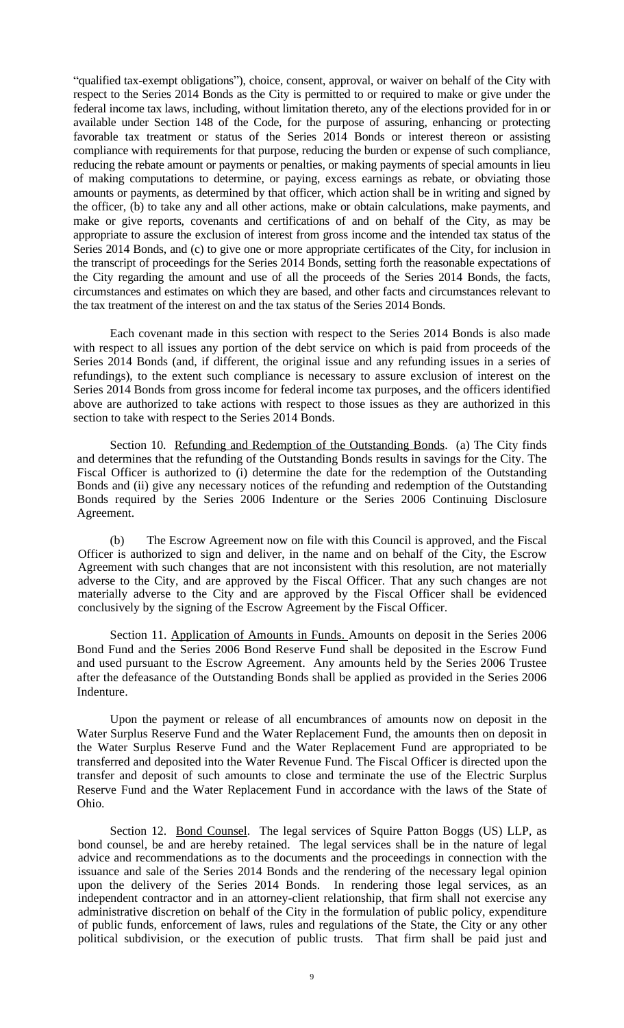"qualified tax-exempt obligations"), choice, consent, approval, or waiver on behalf of the City with respect to the Series 2014 Bonds as the City is permitted to or required to make or give under the federal income tax laws, including, without limitation thereto, any of the elections provided for in or available under Section 148 of the Code, for the purpose of assuring, enhancing or protecting favorable tax treatment or status of the Series 2014 Bonds or interest thereon or assisting compliance with requirements for that purpose, reducing the burden or expense of such compliance, reducing the rebate amount or payments or penalties, or making payments of special amounts in lieu of making computations to determine, or paying, excess earnings as rebate, or obviating those amounts or payments, as determined by that officer, which action shall be in writing and signed by the officer, (b) to take any and all other actions, make or obtain calculations, make payments, and make or give reports, covenants and certifications of and on behalf of the City, as may be appropriate to assure the exclusion of interest from gross income and the intended tax status of the Series 2014 Bonds, and (c) to give one or more appropriate certificates of the City, for inclusion in the transcript of proceedings for the Series 2014 Bonds, setting forth the reasonable expectations of the City regarding the amount and use of all the proceeds of the Series 2014 Bonds, the facts, circumstances and estimates on which they are based, and other facts and circumstances relevant to the tax treatment of the interest on and the tax status of the Series 2014 Bonds.

Each covenant made in this section with respect to the Series 2014 Bonds is also made with respect to all issues any portion of the debt service on which is paid from proceeds of the Series 2014 Bonds (and, if different, the original issue and any refunding issues in a series of refundings), to the extent such compliance is necessary to assure exclusion of interest on the Series 2014 Bonds from gross income for federal income tax purposes, and the officers identified above are authorized to take actions with respect to those issues as they are authorized in this section to take with respect to the Series 2014 Bonds.

Section 10. Refunding and Redemption of the Outstanding Bonds. (a) The City finds and determines that the refunding of the Outstanding Bonds results in savings for the City. The Fiscal Officer is authorized to (i) determine the date for the redemption of the Outstanding Bonds and (ii) give any necessary notices of the refunding and redemption of the Outstanding Bonds required by the Series 2006 Indenture or the Series 2006 Continuing Disclosure Agreement.

(b) The Escrow Agreement now on file with this Council is approved, and the Fiscal Officer is authorized to sign and deliver, in the name and on behalf of the City, the Escrow Agreement with such changes that are not inconsistent with this resolution, are not materially adverse to the City, and are approved by the Fiscal Officer. That any such changes are not materially adverse to the City and are approved by the Fiscal Officer shall be evidenced conclusively by the signing of the Escrow Agreement by the Fiscal Officer.

Section 11. Application of Amounts in Funds. Amounts on deposit in the Series 2006 Bond Fund and the Series 2006 Bond Reserve Fund shall be deposited in the Escrow Fund and used pursuant to the Escrow Agreement. Any amounts held by the Series 2006 Trustee after the defeasance of the Outstanding Bonds shall be applied as provided in the Series 2006 Indenture.

Upon the payment or release of all encumbrances of amounts now on deposit in the Water Surplus Reserve Fund and the Water Replacement Fund, the amounts then on deposit in the Water Surplus Reserve Fund and the Water Replacement Fund are appropriated to be transferred and deposited into the Water Revenue Fund. The Fiscal Officer is directed upon the transfer and deposit of such amounts to close and terminate the use of the Electric Surplus Reserve Fund and the Water Replacement Fund in accordance with the laws of the State of Ohio.

Section 12. Bond Counsel. The legal services of Squire Patton Boggs (US) LLP, as bond counsel, be and are hereby retained. The legal services shall be in the nature of legal advice and recommendations as to the documents and the proceedings in connection with the issuance and sale of the Series 2014 Bonds and the rendering of the necessary legal opinion upon the delivery of the Series 2014 Bonds. In rendering those legal services, as an independent contractor and in an attorney-client relationship, that firm shall not exercise any administrative discretion on behalf of the City in the formulation of public policy, expenditure of public funds, enforcement of laws, rules and regulations of the State, the City or any other political subdivision, or the execution of public trusts. That firm shall be paid just and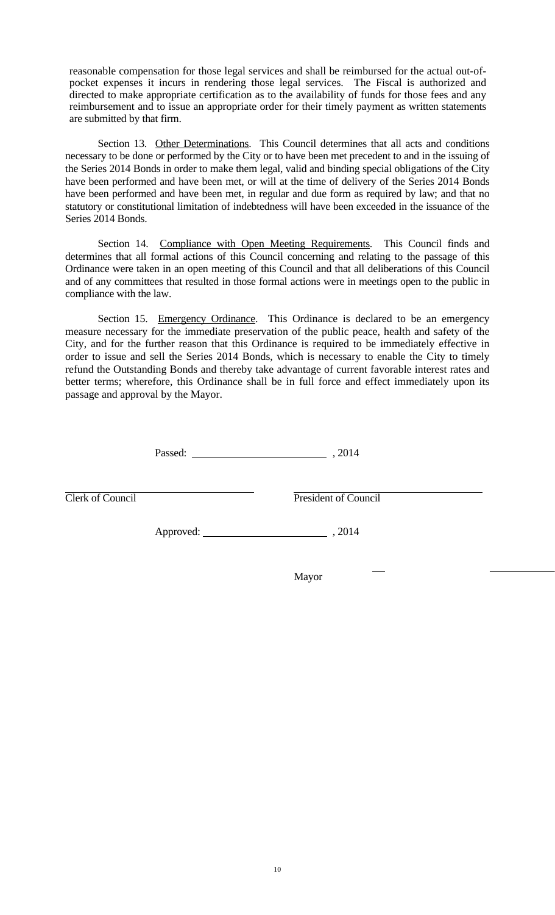reasonable compensation for those legal services and shall be reimbursed for the actual out-of-pocket expenses it incurs in rendering those legal services. The Fiscal is authorized and directed to make appropriate certification as to the availability of funds for those fees and any reimbursement and to issue an appropriate order for their timely payment as written statements are submitted by that firm.

Section 13. Other Determinations. This Council determines that all acts and conditions necessary to be done or performed by the City or to have been met precedent to and in the issuing of the Series 2014 Bonds in order to make them legal, valid and binding special obligations of the City have been performed and have been met, or will at the time of delivery of the Series 2014 Bonds have been performed and have been met, in regular and due form as required by law; and that no statutory or constitutional limitation of indebtedness will have been exceeded in the issuance of the Series 2014 Bonds.

Section 14. Compliance with Open Meeting Requirements. This Council finds and determines that all formal actions of this Council concerning and relating to the passage of this Ordinance were taken in an open meeting of this Council and that all deliberations of this Council and of any committees that resulted in those formal actions were in meetings open to the public in compliance with the law.

Section 15. Emergency Ordinance. This Ordinance is declared to be an emergency measure necessary for the immediate preservation of the public peace, health and safety of the City, and for the further reason that this Ordinance is required to be immediately effective in order to issue and sell the Series 2014 Bonds, which is necessary to enable the City to timely refund the Outstanding Bonds and thereby take advantage of current favorable interest rates and better terms; wherefore, this Ordinance shall be in full force and effect immediately upon its passage and approval by the Mayor.

Passed: ________________________ , 2014

________________________ ________________________

Clerk of Council President of Council

Approved: ______________________ , 2014

________________________

Mayor